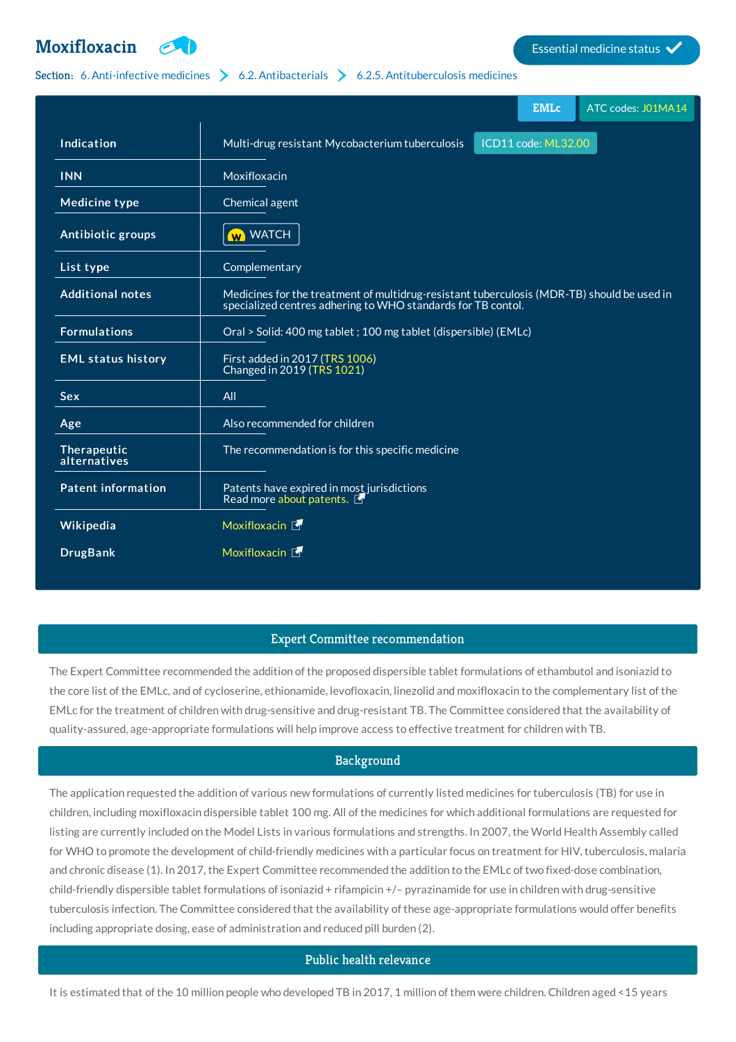# Moxifloxacin

Essential medicine status ✓

Section: 6. Anti-infective medicines > 6.2. Antibacterials > 6.2.5. Antituberculosis medicines

EMLc | ATC codes: J01MA14

| | |
|---|---|
| Indication | Multi-drug resistant Mycobacterium tuberculosis ICD11 code: ML32.00 |
| INN | Moxifloxacin |
| Medicine type | Chemical agent |
| Antibiotic groups | W WATCH |
| List type | Complementary |
| Additional notes | Medicines for the treatment of multidrug-resistant tuberculosis (MDR-TB) should be used in specialized centres adhering to WHO standards for TB contol. |
| Formulations | Oral > Solid: 400 mg tablet ; 100 mg tablet (dispersible) (EMLc) |
| EML status history | First added in 2017 (TRS 1006)<br>Changed in 2019 (TRS 1021) |
| Sex | All |
| Age | Also recommended for children |
| Therapeutic alternatives | The recommendation is for this specific medicine |
| Patent information | Patents have expired in most jurisdictions<br>Read more about patents. |
| Wikipedia | Moxifloxacin |
| DrugBank | Moxifloxacin |

## Expert Committee recommendation

The Expert Committee recommended the addition of the proposed dispersible tablet formulations of ethambutol and isoniazid to the core list of the EMLc, and of cycloserine, ethionamide, levofloxacin, linezolid and moxifloxacin to the complementary list of the EMLc for the treatment of children with drug-sensitive and drug-resistant TB. The Committee considered that the availability of quality-assured, age-appropriate formulations will help improve access to effective treatment for children with TB.

## Background

The application requested the addition of various new formulations of currently listed medicines for tuberculosis (TB) for use in children, including moxifloxacin dispersible tablet 100 mg. All of the medicines for which additional formulations are requested for listing are currently included on the Model Lists in various formulations and strengths. In 2007, the World Health Assembly called for WHO to promote the development of child-friendly medicines with a particular focus on treatment for HIV, tuberculosis, malaria and chronic disease (1). In 2017, the Expert Committee recommended the addition to the EMLc of two fixed-dose combination, child-friendly dispersible tablet formulations of isoniazid + rifampicin +/− pyrazinamide for use in children with drug-sensitive tuberculosis infection. The Committee considered that the availability of these age-appropriate formulations would offer benefits including appropriate dosing, ease of administration and reduced pill burden (2).

## Public health relevance

It is estimated that of the 10 million people who developed TB in 2017, 1 million of them were children. Children aged <15 years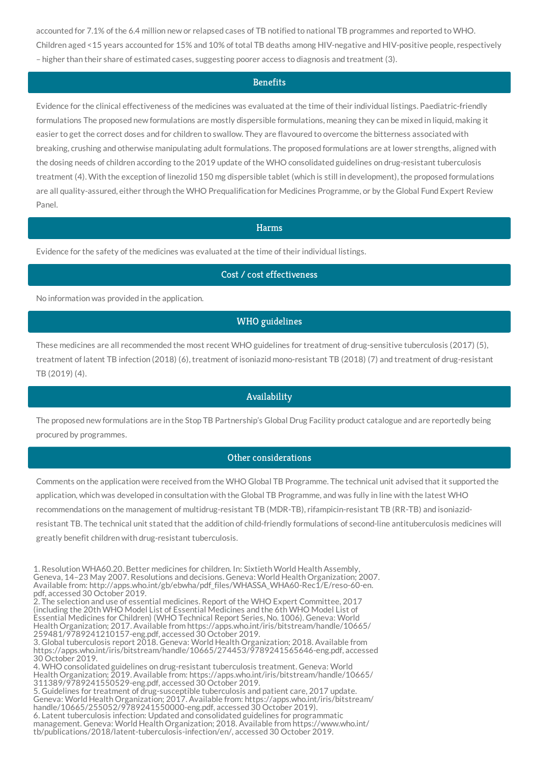accounted for 7.1% of the 6.4 million new or relapsed cases of TB notified to national TB programmes and reported to WHO. Children aged <15 years accounted for 15% and 10% of total TB deaths among HIV-negative and HIV-positive people, respectively – higher than their share of estimated cases, suggesting poorer access to diagnosis and treatment (3).

## Benefits

Evidence for the clinical effectiveness of the medicines was evaluated at the time of their individual listings. Paediatric-friendly formulations The proposed new formulations are mostly dispersible formulations, meaning they can be mixed in liquid, making it easier to get the correct doses and for children to swallow. They are flavoured to overcome the bitterness associated with breaking, crushing and otherwise manipulating adult formulations. The proposed formulations are at lower strengths, aligned with the dosing needs of children according to the 2019 update of the WHO consolidated guidelines on drug-resistant tuberculosis treatment (4). With the exception of linezolid 150 mg dispersible tablet (which is still in development), the proposed formulations are all quality-assured, either through the WHO Prequalification for Medicines Programme, or by the Global Fund Expert Review Panel.

## Harms

Evidence for the safety of the medicines was evaluated at the time of their individual listings.

## Cost / cost effectiveness

No information was provided in the application.

## WHO guidelines

These medicines are all recommended the most recent WHO guidelines for treatment of drug-sensitive tuberculosis (2017) (5), treatment of latent TB infection (2018) (6), treatment of isoniazid mono-resistant TB (2018) (7) and treatment of drug-resistant TB (2019) (4).

## Availability

The proposed new formulations are in the Stop TB Partnership's Global Drug Facility product catalogue and are reportedly being procured by programmes.

## Other considerations

Comments on the application were received from the WHO Global TB Programme. The technical unit advised that it supported the application, which was developed in consultation with the Global TB Programme, and was fully in line with the latest WHO recommendations on the management of multidrug-resistant TB (MDR-TB), rifampicin-resistant TB (RR-TB) and isoniazid-resistant TB. The technical unit stated that the addition of child-friendly formulations of second-line antituberculosis medicines will greatly benefit children with drug-resistant tuberculosis.

1. Resolution WHA60.20. Better medicines for children. In: Sixtieth World Health Assembly, Geneva, 14–23 May 2007. Resolutions and decisions. Geneva: World Health Organization; 2007. Available from: http://apps.who.int/gb/ebwha/pdf_files/WHASSA_WHA60-Rec1/E/reso-60-en.pdf, accessed 30 October 2019.
2. The selection and use of essential medicines. Report of the WHO Expert Committee, 2017 (including the 20th WHO Model List of Essential Medicines and the 6th WHO Model List of Essential Medicines for Children) (WHO Technical Report Series, No. 1006). Geneva: World Health Organization; 2017. Available from https://apps.who.int/iris/bitstream/handle/10665/259481/9789241210157-eng.pdf, accessed 30 October 2019.
3. Global tuberculosis report 2018. Geneva: World Health Organization; 2018. Available from https://apps.who.int/iris/bitstream/handle/10665/274453/9789241565646-eng.pdf, accessed 30 October 2019.
4. WHO consolidated guidelines on drug-resistant tuberculosis treatment. Geneva: World Health Organization; 2019. Available from: https://apps.who.int/iris/bitstream/handle/10665/311389/9789241550529-eng.pdf, accessed 30 October 2019.
5. Guidelines for treatment of drug-susceptible tuberculosis and patient care, 2017 update. Geneva: World Health Organization; 2017. Available from: https://apps.who.int/iris/bitstream/handle/10665/255052/9789241550000-eng.pdf, accessed 30 October 2019).
6. Latent tuberculosis infection: Updated and consolidated guidelines for programmatic management. Geneva: World Health Organization; 2018. Available from https://www.who.int/tb/publications/2018/latent-tuberculosis-infection/en/, accessed 30 October 2019.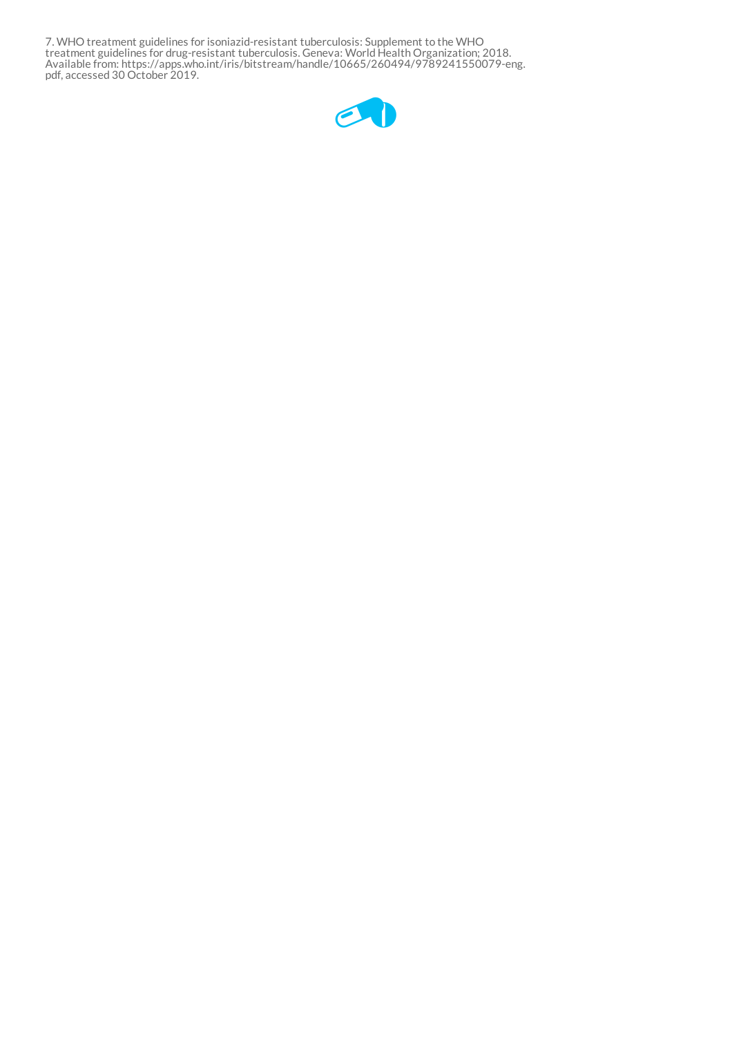7. WHO treatment guidelines for isoniazid-resistant tuberculosis: Supplement to the WHO treatment guidelines for drug-resistant tuberculosis. Geneva: World Health Organization; 2018. Available from: https://apps.who.int/iris/bitstream/handle/10665/260494/9789241550079-eng.pdf, accessed 30 October 2019.